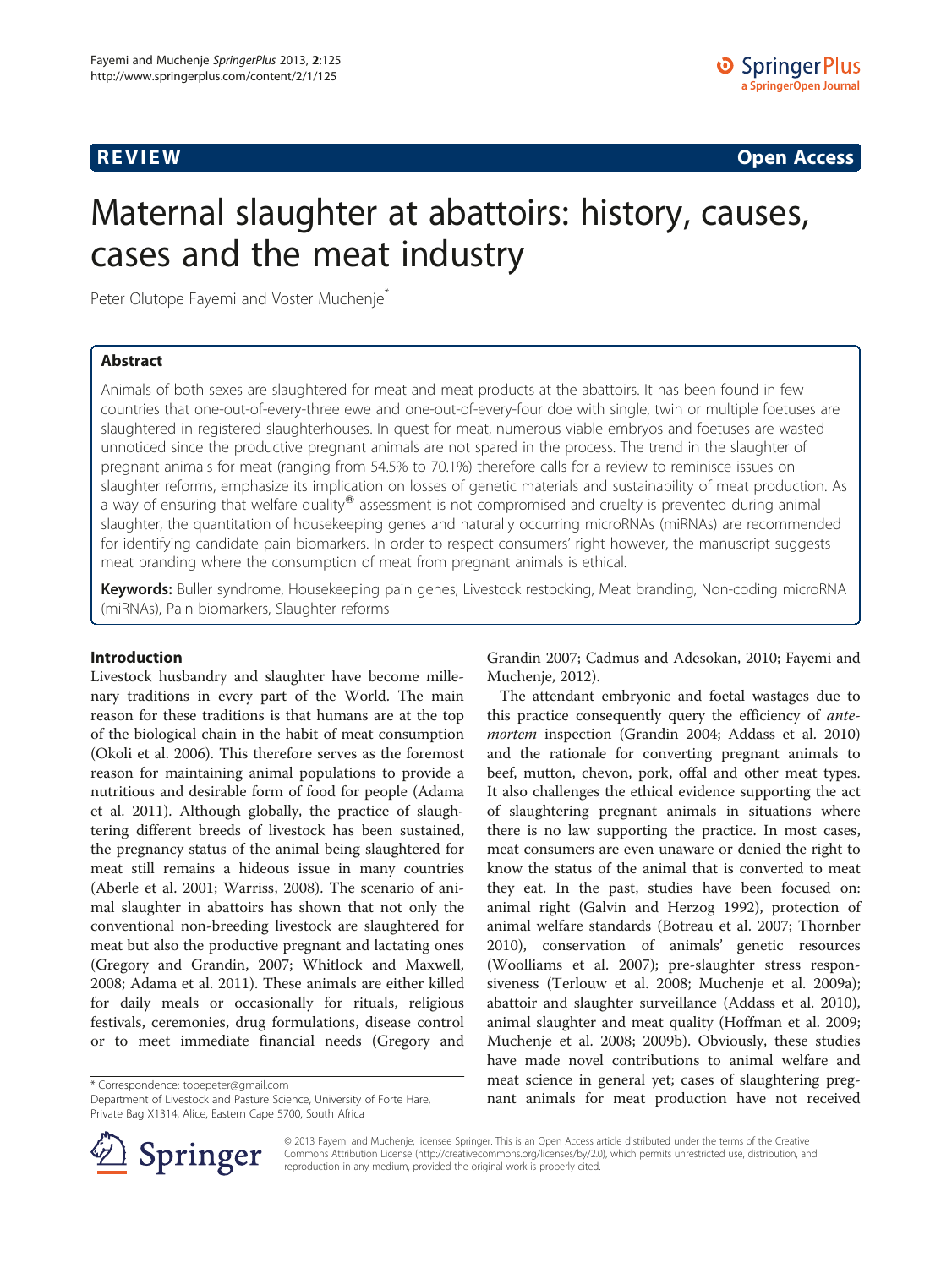**REVIEW** **Open Access**

# Maternal slaughter at abattoirs: history, causes, cases and the meat industry

Peter Olutope Fayemi and Voster Muchenje*

## Abstract

Animals of both sexes are slaughtered for meat and meat products at the abattoirs. It has been found in few countries that one-out-of-every-three ewe and one-out-of-every-four doe with single, twin or multiple foetuses are slaughtered in registered slaughterhouses. In quest for meat, numerous viable embryos and foetuses are wasted unnoticed since the productive pregnant animals are not spared in the process. The trend in the slaughter of pregnant animals for meat (ranging from 54.5% to 70.1%) therefore calls for a review to reminisce issues on slaughter reforms, emphasize its implication on losses of genetic materials and sustainability of meat production. As a way of ensuring that welfare quality® assessment is not compromised and cruelty is prevented during animal slaughter, the quantitation of housekeeping genes and naturally occurring microRNAs (miRNAs) are recommended for identifying candidate pain biomarkers. In order to respect consumers' right however, the manuscript suggests meat branding where the consumption of meat from pregnant animals is ethical.

**Keywords:** Buller syndrome, Housekeeping pain genes, Livestock restocking, Meat branding, Non-coding microRNA (miRNAs), Pain biomarkers, Slaughter reforms

## Introduction

Livestock husbandry and slaughter have become millenary traditions in every part of the World. The main reason for these traditions is that humans are at the top of the biological chain in the habit of meat consumption (Okoli et al. 2006). This therefore serves as the foremost reason for maintaining animal populations to provide a nutritious and desirable form of food for people (Adama et al. 2011). Although globally, the practice of slaughtering different breeds of livestock has been sustained, the pregnancy status of the animal being slaughtered for meat still remains a hideous issue in many countries (Aberle et al. 2001; Warriss, 2008). The scenario of animal slaughter in abattoirs has shown that not only the conventional non-breeding livestock are slaughtered for meat but also the productive pregnant and lactating ones (Gregory and Grandin, 2007; Whitlock and Maxwell, 2008; Adama et al. 2011). These animals are either killed for daily meals or occasionally for rituals, religious festivals, ceremonies, drug formulations, disease control or to meet immediate financial needs (Gregory and Grandin 2007; Cadmus and Adesokan, 2010; Fayemi and Muchenje, 2012).

The attendant embryonic and foetal wastages due to this practice consequently query the efficiency of *ante-mortem* inspection (Grandin 2004; Addass et al. 2010) and the rationale for converting pregnant animals to beef, mutton, chevon, pork, offal and other meat types. It also challenges the ethical evidence supporting the act of slaughtering pregnant animals in situations where there is no law supporting the practice. In most cases, meat consumers are even unaware or denied the right to know the status of the animal that is converted to meat they eat. In the past, studies have been focused on: animal right (Galvin and Herzog 1992), protection of animal welfare standards (Botreau et al. 2007; Thornber 2010), conservation of animals' genetic resources (Woolliams et al. 2007); pre-slaughter stress responsiveness (Terlouw et al. 2008; Muchenje et al. 2009a); abattoir and slaughter surveillance (Addass et al. 2010), animal slaughter and meat quality (Hoffman et al. 2009; Muchenje et al. 2008; 2009b). Obviously, these studies have made novel contributions to animal welfare and meat science in general yet; cases of slaughtering pregnant animals for meat production have not received

\* Correspondence: topepeter@gmail.com
Department of Livestock and Pasture Science, University of Forte Hare, Private Bag X1314, Alice, Eastern Cape 5700, South Africa

© 2013 Fayemi and Muchenje; licensee Springer. This is an Open Access article distributed under the terms of the Creative Commons Attribution License (http://creativecommons.org/licenses/by/2.0), which permits unrestricted use, distribution, and reproduction in any medium, provided the original work is properly cited.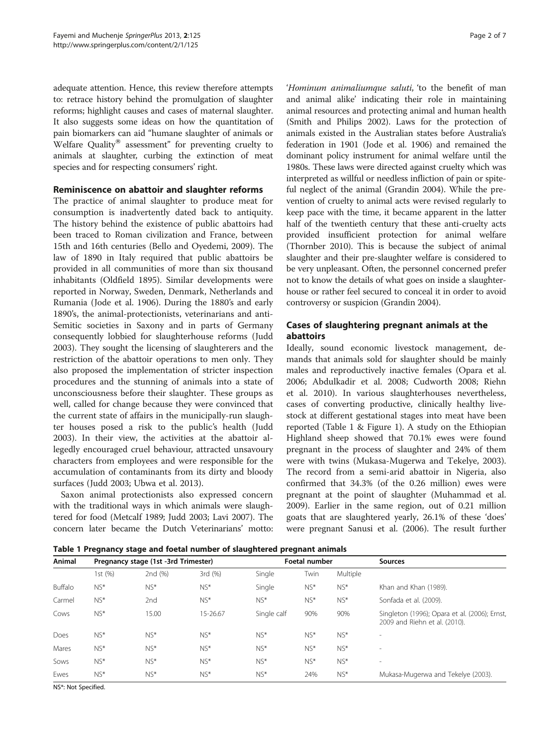adequate attention. Hence, this review therefore attempts to: retrace history behind the promulgation of slaughter reforms; highlight causes and cases of maternal slaughter. It also suggests some ideas on how the quantitation of pain biomarkers can aid "humane slaughter of animals or Welfare Quality® assessment" for preventing cruelty to animals at slaughter, curbing the extinction of meat species and for respecting consumers' right.

## Reminiscence on abattoir and slaughter reforms

The practice of animal slaughter to produce meat for consumption is inadvertently dated back to antiquity. The history behind the existence of public abattoirs had been traced to Roman civilization and France, between 15th and 16th centuries (Bello and Oyedemi, 2009). The law of 1890 in Italy required that public abattoirs be provided in all communities of more than six thousand inhabitants (Oldfield 1895). Similar developments were reported in Norway, Sweden, Denmark, Netherlands and Rumania (Jode et al. 1906). During the 1880's and early 1890's, the animal-protectionists, veterinarians and anti-Semitic societies in Saxony and in parts of Germany consequently lobbied for slaughterhouse reforms (Judd 2003). They sought the licensing of slaughterers and the restriction of the abattoir operations to men only. They also proposed the implementation of stricter inspection procedures and the stunning of animals into a state of unconsciousness before their slaughter. These groups as well, called for change because they were convinced that the current state of affairs in the municipally-run slaughter houses posed a risk to the public's health (Judd 2003). In their view, the activities at the abattoir allegedly encouraged cruel behaviour, attracted unsavoury characters from employees and were responsible for the accumulation of contaminants from its dirty and bloody surfaces (Judd 2003; Ubwa et al. 2013).

Saxon animal protectionists also expressed concern with the traditional ways in which animals were slaughtered for food (Metcalf 1989; Judd 2003; Lavi 2007). The concern later became the Dutch Veterinarians' motto: '*Hominum animaliumque saluti*, 'to the benefit of man and animal alike' indicating their role in maintaining animal resources and protecting animal and human health (Smith and Philips 2002). Laws for the protection of animals existed in the Australian states before Australia's federation in 1901 (Jode et al. 1906) and remained the dominant policy instrument for animal welfare until the 1980s. These laws were directed against cruelty which was interpreted as willful or needless infliction of pain or spiteful neglect of the animal (Grandin 2004). While the prevention of cruelty to animal acts were revised regularly to keep pace with the time, it became apparent in the latter half of the twentieth century that these anti-cruelty acts provided insufficient protection for animal welfare (Thornber 2010). This is because the subject of animal slaughter and their pre-slaughter welfare is considered to be very unpleasant. Often, the personnel concerned prefer not to know the details of what goes on inside a slaughterhouse or rather feel secured to conceal it in order to avoid controversy or suspicion (Grandin 2004).

## Cases of slaughtering pregnant animals at the abattoirs

Ideally, sound economic livestock management, demands that animals sold for slaughter should be mainly males and reproductively inactive females (Opara et al. 2006; Abdulkadir et al. 2008; Cudworth 2008; Riehn et al. 2010). In various slaughterhouses nevertheless, cases of converting productive, clinically healthy livestock at different gestational stages into meat have been reported (Table 1 & Figure 1). A study on the Ethiopian Highland sheep showed that 70.1% ewes were found pregnant in the process of slaughter and 24% of them were with twins (Mukasa-Mugerwa and Tekelye, 2003). The record from a semi-arid abattoir in Nigeria, also confirmed that 34.3% (of the 0.26 million) ewes were pregnant at the point of slaughter (Muhammad et al. 2009). Earlier in the same region, out of 0.21 million goats that are slaughtered yearly, 26.1% of these 'does' were pregnant Sanusi et al. (2006). The result further

**Table 1 Pregnancy stage and foetal number of slaughtered pregnant animals**

| Animal | Pregnancy stage (1st -3rd Trimester) | | | Foetal number | | | Sources |
|---|---|---|---|---|---|---|---|
| | 1st (%) | 2nd (%) | 3rd (%) | Single | Twin | Multiple | |
| Buffalo | NS* | NS* | NS* | Single | NS* | NS* | Khan and Khan (1989). |
| Carmel | NS* | 2nd | NS* | NS* | NS* | NS* | Sonfada et al. (2009). |
| Cows | NS* | 15.00 | 15-26.67 | Single calf | 90% | 90% | Singleton (1996); Opara et al. (2006); Ernst, 2009 and Riehn et al. (2010). |
| Does | NS* | NS* | NS* | NS* | NS* | NS* | - |
| Mares | NS* | NS* | NS* | NS* | NS* | NS* | - |
| Sows | NS* | NS* | NS* | NS* | NS* | NS* | - |
| Ewes | NS* | NS* | NS* | NS* | 24% | NS* | Mukasa-Mugerwa and Tekelye (2003). |

NS*: Not Specified.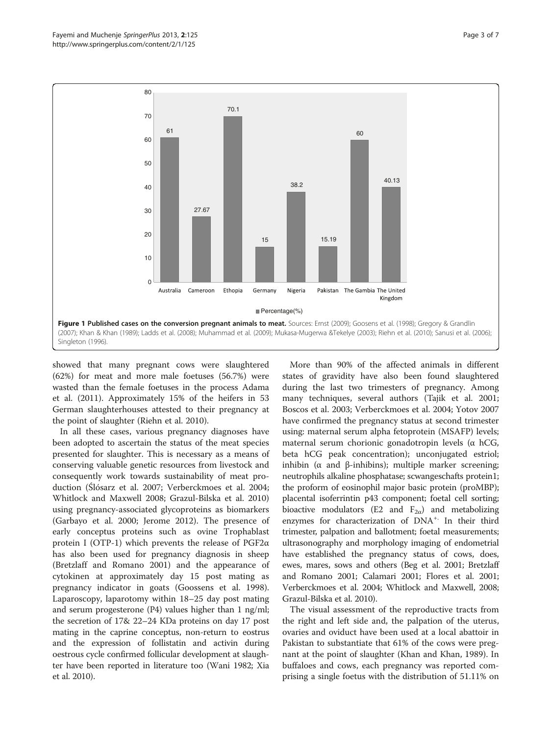Figure 1 Published cases on the conversion pregnant animals to meat. Sources: Ernst (2009); Goosens et al. (1998); Gregory & Grandlin (2007); Khan & Khan (1989); Ladds et al. (2008); Muhammad et al. (2009); Mukasa-Mugerwa &Tekelye (2003); Riehn et al. (2010); Sanusi et al. (2006); Singleton (1996).

| Country | Percentage(%) |
| --- | --- |
| Australia | 61 |
| Cameroon | 27.67 |
| Ethopia | 70.1 |
| Germany | 15 |
| Nigeria | 38.2 |
| Pakistan | 15.19 |
| The Gambia | 60 |
| The United Kingdom | 40.13 |

showed that many pregnant cows were slaughtered (62%) for meat and more male foetuses (56.7%) were wasted than the female foetuses in the process Adama et al. (2011). Approximately 15% of the heifers in 53 German slaughterhouses attested to their pregnancy at the point of slaughter (Riehn et al. 2010).

In all these cases, various pregnancy diagnoses have been adopted to ascertain the status of the meat species presented for slaughter. This is necessary as a means of conserving valuable genetic resources from livestock and consequently work towards sustainability of meat production (Ślósarz et al. 2007; Verberckmoes et al. 2004; Whitlock and Maxwell 2008; Grazul-Bilska et al. 2010) using pregnancy-associated glycoproteins as biomarkers (Garbayo et al. 2000; Jerome 2012). The presence of early conceptus proteins such as ovine Trophablast protein I (OTP-1) which prevents the release of PGF2α has also been used for pregnancy diagnosis in sheep (Bretzlaff and Romano 2001) and the appearance of cytokinen at approximately day 15 post mating as pregnancy indicator in goats (Goossens et al. 1998). Laparoscopy, laparotomy within 18–25 day post mating and serum progesterone (P4) values higher than 1 ng/ml; the secretion of 17& 22–24 KDa proteins on day 17 post mating in the caprine conceptus, non-return to eostrus and the expression of follistatin and activin during oestrous cycle confirmed follicular development at slaughter have been reported in literature too (Wani 1982; Xia et al. 2010).

More than 90% of the affected animals in different states of gravidity have also been found slaughtered during the last two trimesters of pregnancy. Among many techniques, several authors (Tajik et al. 2001; Boscos et al. 2003; Verberckmoes et al. 2004; Yotov 2007 have confirmed the pregnancy status at second trimester using: maternal serum alpha fetoprotein (MSAFP) levels; maternal serum chorionic gonadotropin levels (α hCG, beta hCG peak concentration); unconjugated estriol; inhibin (α and β-inhibins); multiple marker screening; neutrophils alkaline phosphatase; scwangeschafts protein1; the proform of eosinophil major basic protein (proMBP); placental isoferrintin p43 component; foetal cell sorting; bioactive modulators (E2 and $F_{2\alpha}$) and metabolizing enzymes for characterization of $DNA^{+}$. In their third trimester, palpation and ballotment; foetal measurements; ultrasonography and morphology imaging of endometrial have established the pregnancy status of cows, does, ewes, mares, sows and others (Beg et al. 2001; Bretzlaff and Romano 2001; Calamari 2001; Flores et al. 2001; Verberckmoes et al. 2004; Whitlock and Maxwell, 2008; Grazul-Bilska et al. 2010).

The visual assessment of the reproductive tracts from the right and left side and, the palpation of the uterus, ovaries and oviduct have been used at a local abattoir in Pakistan to substantiate that 61% of the cows were pregnant at the point of slaughter (Khan and Khan, 1989). In buffaloes and cows, each pregnancy was reported comprising a single foetus with the distribution of 51.11% on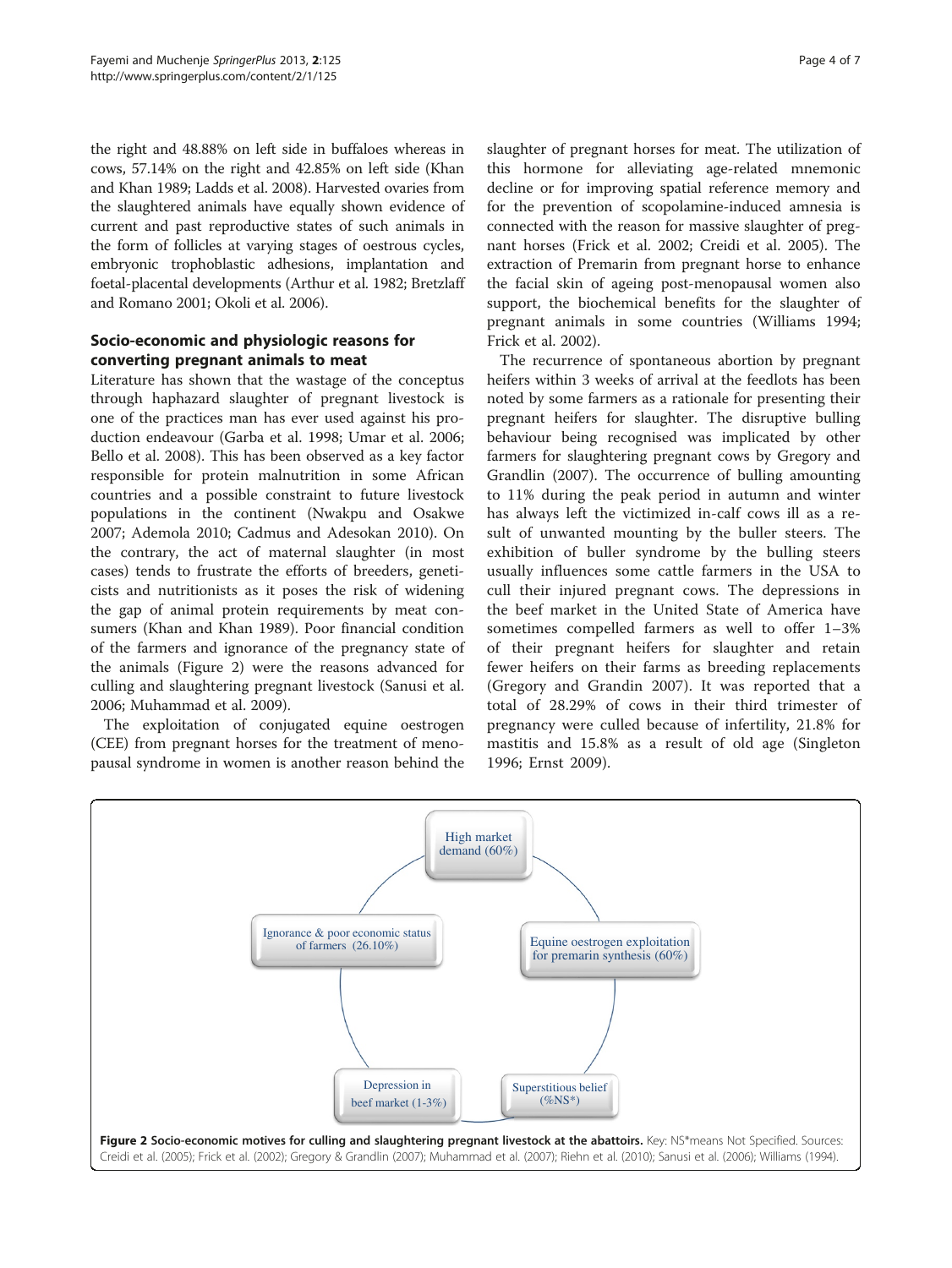the right and 48.88% on left side in buffaloes whereas in cows, 57.14% on the right and 42.85% on left side (Khan and Khan 1989; Ladds et al. 2008). Harvested ovaries from the slaughtered animals have equally shown evidence of current and past reproductive states of such animals in the form of follicles at varying stages of oestrous cycles, embryonic trophoblastic adhesions, implantation and foetal-placental developments (Arthur et al. 1982; Bretzlaff and Romano 2001; Okoli et al. 2006).

## Socio-economic and physiologic reasons for converting pregnant animals to meat

Literature has shown that the wastage of the conceptus through haphazard slaughter of pregnant livestock is one of the practices man has ever used against his production endeavour (Garba et al. 1998; Umar et al. 2006; Bello et al. 2008). This has been observed as a key factor responsible for protein malnutrition in some African countries and a possible constraint to future livestock populations in the continent (Nwakpu and Osakwe 2007; Ademola 2010; Cadmus and Adesokan 2010). On the contrary, the act of maternal slaughter (in most cases) tends to frustrate the efforts of breeders, geneticists and nutritionists as it poses the risk of widening the gap of animal protein requirements by meat consumers (Khan and Khan 1989). Poor financial condition of the farmers and ignorance of the pregnancy state of the animals (Figure 2) were the reasons advanced for culling and slaughtering pregnant livestock (Sanusi et al. 2006; Muhammad et al. 2009).

The exploitation of conjugated equine oestrogen (CEE) from pregnant horses for the treatment of menopausal syndrome in women is another reason behind the slaughter of pregnant horses for meat. The utilization of this hormone for alleviating age-related mnemonic decline or for improving spatial reference memory and for the prevention of scopolamine-induced amnesia is connected with the reason for massive slaughter of pregnant horses (Frick et al. 2002; Creidi et al. 2005). The extraction of Premarin from pregnant horse to enhance the facial skin of ageing post-menopausal women also support, the biochemical benefits for the slaughter of pregnant animals in some countries (Williams 1994; Frick et al. 2002).

The recurrence of spontaneous abortion by pregnant heifers within 3 weeks of arrival at the feedlots has been noted by some farmers as a rationale for presenting their pregnant heifers for slaughter. The disruptive bulling behaviour being recognised was implicated by other farmers for slaughtering pregnant cows by Gregory and Grandlin (2007). The occurrence of bulling amounting to 11% during the peak period in autumn and winter has always left the victimized in-calf cows ill as a result of unwanted mounting by the buller steers. The exhibition of buller syndrome by the bulling steers usually influences some cattle farmers in the USA to cull their injured pregnant cows. The depressions in the beef market in the United State of America have sometimes compelled farmers as well to offer 1–3% of their pregnant heifers for slaughter and retain fewer heifers on their farms as breeding replacements (Gregory and Grandin 2007). It was reported that a total of 28.29% of cows in their third trimester of pregnancy were culled because of infertility, 21.8% for mastitis and 15.8% as a result of old age (Singleton 1996; Ernst 2009).

High market demand (60%)

Equine oestrogen exploitation for premarin synthesis (60%)

Superstitious belief (%NS*)

Depression in beef market (1-3%)

Ignorance & poor economic status of farmers (26.10%)

**Figure 2 Socio-economic motives for culling and slaughtering pregnant livestock at the abattoirs.** Key: NS*means Not Specified. Sources: Creidi et al. (2005); Frick et al. (2002); Gregory & Grandlin (2007); Muhammad et al. (2007); Riehn et al. (2010); Sanusi et al. (2006); Williams (1994).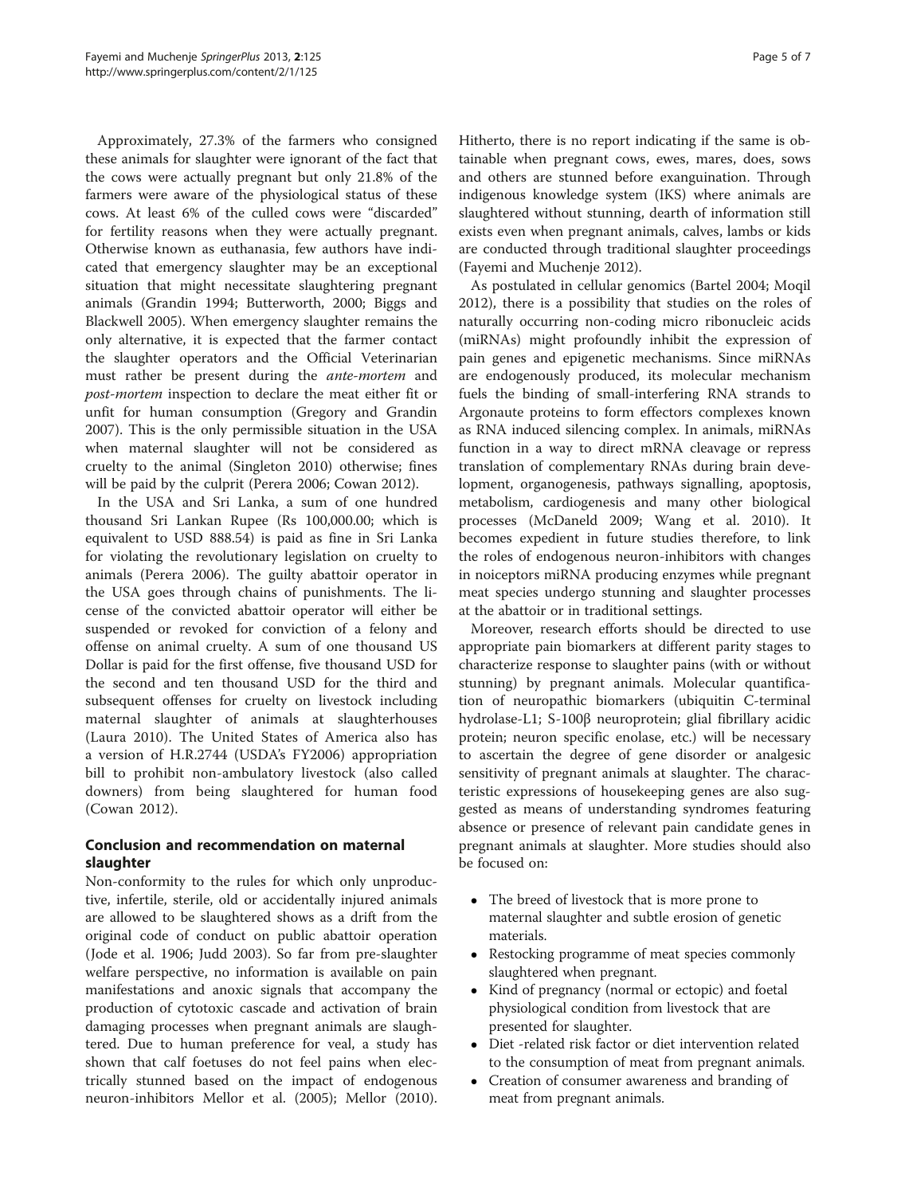Approximately, 27.3% of the farmers who consigned these animals for slaughter were ignorant of the fact that the cows were actually pregnant but only 21.8% of the farmers were aware of the physiological status of these cows. At least 6% of the culled cows were "discarded" for fertility reasons when they were actually pregnant. Otherwise known as euthanasia, few authors have indicated that emergency slaughter may be an exceptional situation that might necessitate slaughtering pregnant animals (Grandin 1994; Butterworth, 2000; Biggs and Blackwell 2005). When emergency slaughter remains the only alternative, it is expected that the farmer contact the slaughter operators and the Official Veterinarian must rather be present during the *ante-mortem* and *post-mortem* inspection to declare the meat either fit or unfit for human consumption (Gregory and Grandin 2007). This is the only permissible situation in the USA when maternal slaughter will not be considered as cruelty to the animal (Singleton 2010) otherwise; fines will be paid by the culprit (Perera 2006; Cowan 2012).

In the USA and Sri Lanka, a sum of one hundred thousand Sri Lankan Rupee (Rs 100,000.00; which is equivalent to USD 888.54) is paid as fine in Sri Lanka for violating the revolutionary legislation on cruelty to animals (Perera 2006). The guilty abattoir operator in the USA goes through chains of punishments. The license of the convicted abattoir operator will either be suspended or revoked for conviction of a felony and offense on animal cruelty. A sum of one thousand US Dollar is paid for the first offense, five thousand USD for the second and ten thousand USD for the third and subsequent offenses for cruelty on livestock including maternal slaughter of animals at slaughterhouses (Laura 2010). The United States of America also has a version of H.R.2744 (USDA's FY2006) appropriation bill to prohibit non-ambulatory livestock (also called downers) from being slaughtered for human food (Cowan 2012).

## Conclusion and recommendation on maternal slaughter

Non-conformity to the rules for which only unproductive, infertile, sterile, old or accidentally injured animals are allowed to be slaughtered shows as a drift from the original code of conduct on public abattoir operation (Jode et al. 1906; Judd 2003). So far from pre-slaughter welfare perspective, no information is available on pain manifestations and anoxic signals that accompany the production of cytotoxic cascade and activation of brain damaging processes when pregnant animals are slaughtered. Due to human preference for veal, a study has shown that calf foetuses do not feel pains when electrically stunned based on the impact of endogenous neuron-inhibitors Mellor et al. (2005); Mellor (2010). Hitherto, there is no report indicating if the same is obtainable when pregnant cows, ewes, mares, does, sows and others are stunned before exanguination. Through indigenous knowledge system (IKS) where animals are slaughtered without stunning, dearth of information still exists even when pregnant animals, calves, lambs or kids are conducted through traditional slaughter proceedings (Fayemi and Muchenje 2012).

As postulated in cellular genomics (Bartel 2004; Moqil 2012), there is a possibility that studies on the roles of naturally occurring non-coding micro ribonucleic acids (miRNAs) might profoundly inhibit the expression of pain genes and epigenetic mechanisms. Since miRNAs are endogenously produced, its molecular mechanism fuels the binding of small-interfering RNA strands to Argonaute proteins to form effectors complexes known as RNA induced silencing complex. In animals, miRNAs function in a way to direct mRNA cleavage or repress translation of complementary RNAs during brain development, organogenesis, pathways signalling, apoptosis, metabolism, cardiogenesis and many other biological processes (McDaneld 2009; Wang et al. 2010). It becomes expedient in future studies therefore, to link the roles of endogenous neuron-inhibitors with changes in noiceptors miRNA producing enzymes while pregnant meat species undergo stunning and slaughter processes at the abattoir or in traditional settings.

Moreover, research efforts should be directed to use appropriate pain biomarkers at different parity stages to characterize response to slaughter pains (with or without stunning) by pregnant animals. Molecular quantification of neuropathic biomarkers (ubiquitin C-terminal hydrolase-L1; S-100β neuroprotein; glial fibrillary acidic protein; neuron specific enolase, etc.) will be necessary to ascertain the degree of gene disorder or analgesic sensitivity of pregnant animals at slaughter. The characteristic expressions of housekeeping genes are also suggested as means of understanding syndromes featuring absence or presence of relevant pain candidate genes in pregnant animals at slaughter. More studies should also be focused on:

- The breed of livestock that is more prone to maternal slaughter and subtle erosion of genetic materials.
- Restocking programme of meat species commonly slaughtered when pregnant.
- Kind of pregnancy (normal or ectopic) and foetal physiological condition from livestock that are presented for slaughter.
- Diet -related risk factor or diet intervention related to the consumption of meat from pregnant animals.
- Creation of consumer awareness and branding of meat from pregnant animals.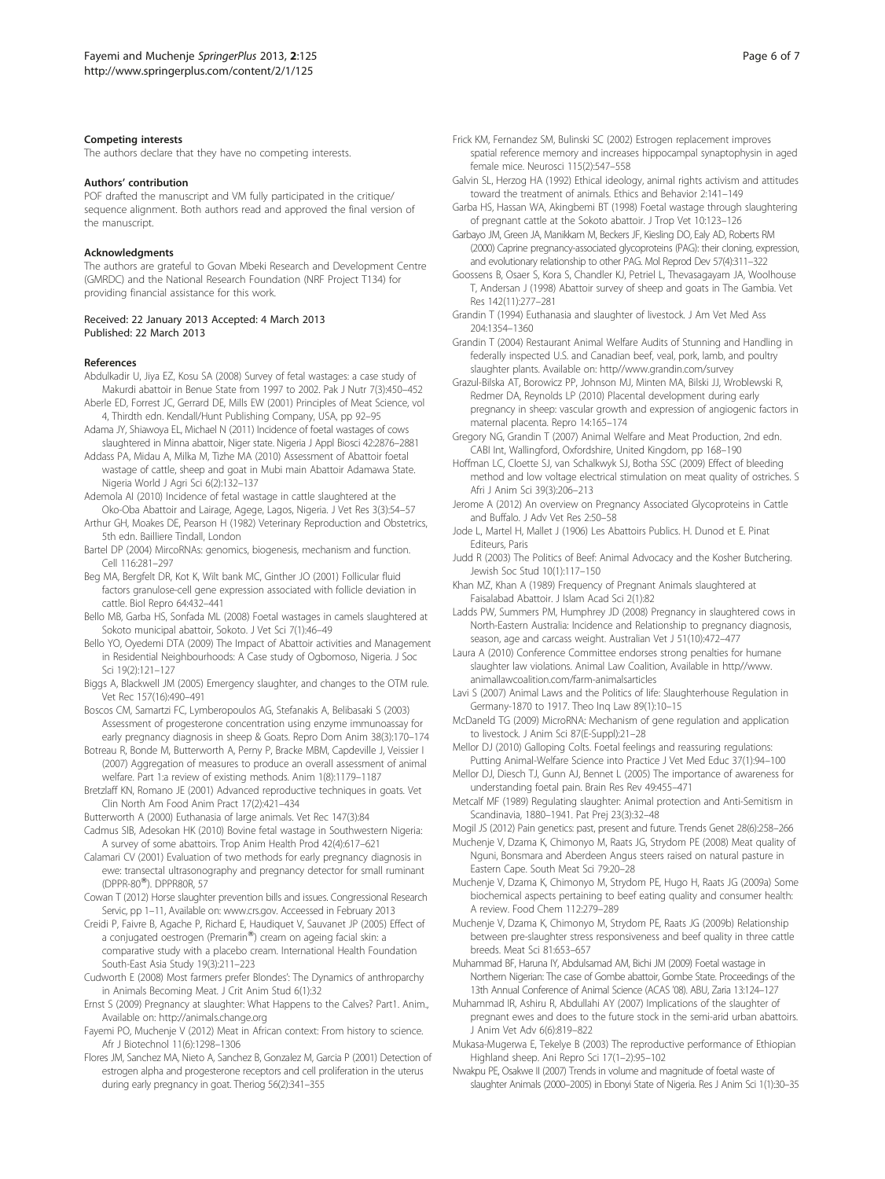#### Competing interests

The authors declare that they have no competing interests.

#### Authors' contribution

POF drafted the manuscript and VM fully participated in the critique/ sequence alignment. Both authors read and approved the final version of the manuscript.

#### Acknowledgments

The authors are grateful to Govan Mbeki Research and Development Centre (GMRDC) and the National Research Foundation (NRF Project T134) for providing financial assistance for this work.

Received: 22 January 2013 Accepted: 4 March 2013
Published: 22 March 2013

#### References

Abdulkadir U, Jiya EZ, Kosu SA (2008) Survey of fetal wastages: a case study of Makurdi abattoir in Benue State from 1997 to 2002. Pak J Nutr 7(3):450–452

Aberle ED, Forrest JC, Gerrard DE, Mills EW (2001) Principles of Meat Science, vol 4, Thirdth edn. Kendall/Hunt Publishing Company, USA, pp 92–95

Adama JY, Shiawoya EL, Michael N (2011) Incidence of foetal wastages of cows slaughtered in Minna abattoir, Niger state. Nigeria J Appl Biosci 42:2876–2881

Addass PA, Midau A, Milka M, Tizhe MA (2010) Assessment of Abattoir foetal wastage of cattle, sheep and goat in Mubi main Abattoir Adamawa State. Nigeria World J Agri Sci 6(2):132–137

Ademola AI (2010) Incidence of fetal wastage in cattle slaughtered at the Oko-Oba Abattoir and Lairage, Agege, Lagos, Nigeria. J Vet Res 3(3):54–57

Arthur GH, Moakes DE, Pearson H (1982) Veterinary Reproduction and Obstetrics, 5th edn. Bailliere Tindall, London

Bartel DP (2004) MircoRNAs: genomics, biogenesis, mechanism and function. Cell 116:281–297

Beg MA, Bergfelt DR, Kot K, Wilt bank MC, Ginther JO (2001) Follicular fluid factors granulose-cell gene expression associated with follicle deviation in cattle. Biol Repro 64:432–441

Bello MB, Garba HS, Sonfada ML (2008) Foetal wastages in camels slaughtered at Sokoto municipal abattoir, Sokoto. J Vet Sci 7(1):46–49

Bello YO, Oyedemi DTA (2009) The Impact of Abattoir activities and Management in Residential Neighbourhoods: A Case study of Ogbomoso, Nigeria. J Soc Sci 19(2):121–127

Biggs A, Blackwell JM (2005) Emergency slaughter, and changes to the OTM rule. Vet Rec 157(16):490–491

Boscos CM, Samartzi FC, Lymberopoulos AG, Stefanakis A, Belibasaki S (2003) Assessment of progesterone concentration using enzyme immunoassay for early pregnancy diagnosis in sheep & Goats. Repro Dom Anim 38(3):170–174

Botreau R, Bonde M, Butterworth A, Perny P, Bracke MBM, Capdeville J, Veissier I (2007) Aggregation of measures to produce an overall assessment of animal welfare. Part 1:a review of existing methods. Anim 1(8):1179–1187

Bretzlaff KN, Romano JE (2001) Advanced reproductive techniques in goats. Vet Clin North Am Food Anim Pract 17(2):421–434

Butterworth A (2000) Euthanasia of large animals. Vet Rec 147(3):84

Cadmus SIB, Adesokan HK (2010) Bovine fetal wastage in Southwestern Nigeria: A survey of some abattoirs. Trop Anim Health Prod 42(4):617–621

Calamari CV (2001) Evaluation of two methods for early pregnancy diagnosis in ewe: transectal ultrasonography and pregnancy detector for small ruminant (DPPR-80®). DPPR80R, 57

Cowan T (2012) Horse slaughter prevention bills and issues. Congressional Research Servic, pp 1–11, Available on: www.crs.gov. Acceessed in February 2013

Creidi P, Faivre B, Agache P, Richard E, Haudiquet V, Sauvanet JP (2005) Effect of a conjugated oestrogen (Premarin®) cream on ageing facial skin: a comparative study with a placebo cream. International Health Foundation South-East Asia Study 19(3):211–223

Cudworth E (2008) Most farmers prefer Blondes': The Dynamics of anthroparchy in Animals Becoming Meat. J Crit Anim Stud 6(1):32

Ernst S (2009) Pregnancy at slaughter: What Happens to the Calves? Part1. Anim., Available on: http//animals.change.org

Fayemi PO, Muchenje V (2012) Meat in African context: From history to science. Afr J Biotechnol 11(6):1298–1306

Flores JM, Sanchez MA, Nieto A, Sanchez B, Gonzalez M, Garcia P (2001) Detection of estrogen alpha and progesterone receptors and cell proliferation in the uterus during early pregnancy in goat. Theriog 56(2):341–355

Frick KM, Fernandez SM, Bulinski SC (2002) Estrogen replacement improves spatial reference memory and increases hippocampal synaptophysin in aged female mice. Neurosci 115(2):547–558

Galvin SL, Herzog HA (1992) Ethical ideology, animal rights activism and attitudes toward the treatment of animals. Ethics and Behavior 2:141–149

Garba HS, Hassan WA, Akingbemi BT (1998) Foetal wastage through slaughtering of pregnant cattle at the Sokoto abattoir. J Trop Vet 10:123–126

Garbayo JM, Green JA, Manikkam M, Beckers JF, Kiesling DO, Ealy AD, Roberts RM (2000) Caprine pregnancy-associated glycoproteins (PAG): their cloning, expression, and evolutionary relationship to other PAG. Mol Reprod Dev 57(4):311–322

Goossens B, Osaer S, Kora S, Chandler KJ, Petriel L, Thevasagayam JA, Woolhouse T, Andersan J (1998) Abattoir survey of sheep and goats in The Gambia. Vet Res 142(11):277–281

Grandin T (1994) Euthanasia and slaughter of livestock. J Am Vet Med Ass 204:1354–1360

Grandin T (2004) Restaurant Animal Welfare Audits of Stunning and Handling in federally inspected U.S. and Canadian beef, veal, pork, lamb, and poultry slaughter plants. Available on: http//www.grandin.com/survey

Grazul-Bilska AT, Borowicz PP, Johnson MJ, Minten MA, Bilski JJ, Wroblewski R, Redmer DA, Reynolds LP (2010) Placental development during early pregnancy in sheep: vascular growth and expression of angiogenic factors in maternal placenta. Repro 14:165–174

Gregory NG, Grandin T (2007) Animal Welfare and Meat Production, 2nd edn. CABI Int, Wallingford, Oxfordshire, United Kingdom, pp 168–190

Hoffman LC, Cloette SJ, van Schalkwyk SJ, Botha SSC (2009) Effect of bleeding method and low voltage electrical stimulation on meat quality of ostriches. S Afri J Anim Sci 39(3):206–213

Jerome A (2012) An overview on Pregnancy Associated Glycoproteins in Cattle and Buffalo. J Adv Vet Res 2:50–58

Jode L, Martel H, Mallet J (1906) Les Abattoirs Publics. H. Dunod et E. Pinat Editeurs, Paris

Judd R (2003) The Politics of Beef: Animal Advocacy and the Kosher Butchering. Jewish Soc Stud 10(1):117–150

Khan MZ, Khan A (1989) Frequency of Pregnant Animals slaughtered at Faisalabad Abattoir. J Islam Acad Sci 2(1):82

Ladds PW, Summers PM, Humphrey JD (2008) Pregnancy in slaughtered cows in North-Eastern Australia: Incidence and Relationship to pregnancy diagnosis, season, age and carcass weight. Australian Vet J 51(10):472–477

Laura A (2010) Conference Committee endorses strong penalties for humane slaughter law violations. Animal Law Coalition, Available in http//www. animallawcoalition.com/farm-animalsarticles

Lavi S (2007) Animal Laws and the Politics of life: Slaughterhouse Regulation in Germany-1870 to 1917. Theo Inq Law 89(1):10–15

McDaneld TG (2009) MicroRNA: Mechanism of gene regulation and application to livestock. J Anim Sci 87(E-Suppl):21–28

Mellor DJ (2010) Galloping Colts. Foetal feelings and reassuring regulations: Putting Animal-Welfare Science into Practice J Vet Med Educ 37(1):94–100

Mellor DJ, Diesch TJ, Gunn AJ, Bennet L (2005) The importance of awareness for understanding foetal pain. Brain Res Rev 49:455–471

Metcalf MF (1989) Regulating slaughter: Animal protection and Anti-Semitism in Scandinavia, 1880–1941. Pat Prej 23(3):32–48

Mogil JS (2012) Pain genetics: past, present and future. Trends Genet 28(6):258–266

Muchenje V, Dzama K, Chimonyo M, Raats JG, Strydom PE (2008) Meat quality of Nguni, Bonsmara and Aberdeen Angus steers raised on natural pasture in Eastern Cape. South Meat Sci 79:20–28

Muchenje V, Dzama K, Chimonyo M, Strydom PE, Hugo H, Raats JG (2009a) Some biochemical aspects pertaining to beef eating quality and consumer health: A review. Food Chem 112:279–289

Muchenje V, Dzama K, Chimonyo M, Strydom PE, Raats JG (2009b) Relationship between pre-slaughter stress responsiveness and beef quality in three cattle breeds. Meat Sci 81:653–657

Muhammad BF, Haruna IY, Abdulsamad AM, Bichi JM (2009) Foetal wastage in Northern Nigerian: The case of Gombe abattoir, Gombe State. Proceedings of the 13th Annual Conference of Animal Science (ACAS '08). ABU, Zaria 13:124–127

Muhammad IR, Ashiru R, Abdullahi AY (2007) Implications of the slaughter of pregnant ewes and does to the future stock in the semi-arid urban abattoirs. J Anim Vet Adv 6(6):819–822

Mukasa-Mugerwa E, Tekelye B (2003) The reproductive performance of Ethiopian Highland sheep. Ani Repro Sci 17(1–2):95–102

Nwakpu PE, Osakwe II (2007) Trends in volume and magnitude of foetal waste of slaughter Animals (2000–2005) in Ebonyi State of Nigeria. Res J Anim Sci 1(1):30–35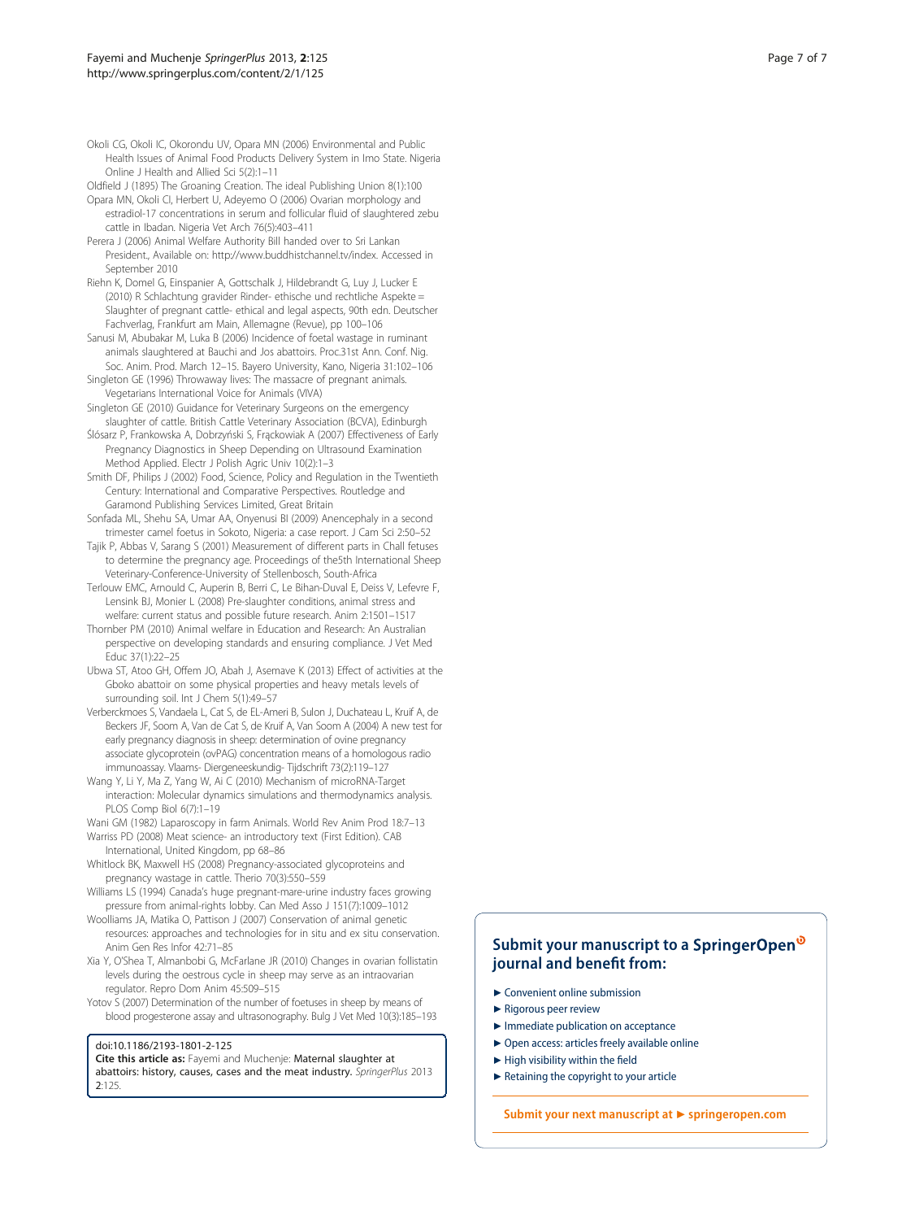Okoli CG, Okoli IC, Okorondu UV, Opara MN (2006) Environmental and Public Health Issues of Animal Food Products Delivery System in Imo State. Nigeria Online J Health and Allied Sci 5(2):1–11

Oldfield J (1895) The Groaning Creation. The ideal Publishing Union 8(1):100

Opara MN, Okoli CI, Herbert U, Adeyemo O (2006) Ovarian morphology and estradiol-17 concentrations in serum and follicular fluid of slaughtered zebu cattle in Ibadan. Nigeria Vet Arch 76(5):403–411

Perera J (2006) Animal Welfare Authority Bill handed over to Sri Lankan President., Available on: http://www.buddhistchannel.tv/index. Accessed in September 2010

Riehn K, Domel G, Einspanier A, Gottschalk J, Hildebrandt G, Luy J, Lucker E (2010) R Schlachtung gravider Rinder- ethische und rechtliche Aspekte = Slaughter of pregnant cattle- ethical and legal aspects, 90th edn. Deutscher Fachverlag, Frankfurt am Main, Allemagne (Revue), pp 100–106

Sanusi M, Abubakar M, Luka B (2006) Incidence of foetal wastage in ruminant animals slaughtered at Bauchi and Jos abattoirs. Proc.31st Ann. Conf. Nig. Soc. Anim. Prod. March 12–15. Bayero University, Kano, Nigeria 31:102–106

Singleton GE (1996) Throwaway lives: The massacre of pregnant animals. Vegetarians International Voice for Animals (VIVA)

Singleton GE (2010) Guidance for Veterinary Surgeons on the emergency slaughter of cattle. British Cattle Veterinary Association (BCVA), Edinburgh

Ślósarz P, Frankowska A, Dobrzyński S, Frąckowiak A (2007) Effectiveness of Early Pregnancy Diagnostics in Sheep Depending on Ultrasound Examination Method Applied. Electr J Polish Agric Univ 10(2):1–3

Smith DF, Philips J (2002) Food, Science, Policy and Regulation in the Twentieth Century: International and Comparative Perspectives. Routledge and Garamond Publishing Services Limited, Great Britain

Sonfada ML, Shehu SA, Umar AA, Onyenusi BI (2009) Anencephaly in a second trimester camel foetus in Sokoto, Nigeria: a case report. J Cam Sci 2:50–52

Tajik P, Abbas V, Sarang S (2001) Measurement of different parts in Chall fetuses to determine the pregnancy age. Proceedings of the5th International Sheep Veterinary-Conference-University of Stellenbosch, South-Africa

Terlouw EMC, Arnould C, Auperin B, Berri C, Le Bihan-Duval E, Deiss V, Lefevre F, Lensink BJ, Monier L (2008) Pre-slaughter conditions, animal stress and welfare: current status and possible future research. Anim 2:1501–1517

Thornber PM (2010) Animal welfare in Education and Research: An Australian perspective on developing standards and ensuring compliance. J Vet Med Educ 37(1):22–25

Ubwa ST, Atoo GH, Offem JO, Abah J, Asemave K (2013) Effect of activities at the Gboko abattoir on some physical properties and heavy metals levels of surrounding soil. Int J Chem 5(1):49–57

Verberckmoes S, Vandaela L, Cat S, de EL-Ameri B, Sulon J, Duchateau L, Kruif A, de Beckers JF, Soom A, Van de Cat S, de Kruif A, Van Soom A (2004) A new test for early pregnancy diagnosis in sheep: determination of ovine pregnancy associate glycoprotein (ovPAG) concentration means of a homologous radio immunoassay. Vlaams- Diergeneeskundig- Tijdschrift 73(2):119–127

Wang Y, Li Y, Ma Z, Yang W, Ai C (2010) Mechanism of microRNA-Target interaction: Molecular dynamics simulations and thermodynamics analysis. PLOS Comp Biol 6(7):1–19

Wani GM (1982) Laparoscopy in farm Animals. World Rev Anim Prod 18:7–13

Warriss PD (2008) Meat science- an introductory text (First Edition). CAB International, United Kingdom, pp 68–86

Whitlock BK, Maxwell HS (2008) Pregnancy-associated glycoproteins and pregnancy wastage in cattle. Therio 70(3):550–559

Williams LS (1994) Canada's huge pregnant-mare-urine industry faces growing pressure from animal-rights lobby. Can Med Asso J 151(7):1009–1012

Woolliams JA, Matika O, Pattison J (2007) Conservation of animal genetic resources: approaches and technologies for in situ and ex situ conservation. Anim Gen Res Infor 42:71–85

Xia Y, O'Shea T, Almanbobi G, McFarlane JR (2010) Changes in ovarian follistatin levels during the oestrous cycle in sheep may serve as an intraovarian regulator. Repro Dom Anim 45:509–515

Yotov S (2007) Determination of the number of foetuses in sheep by means of blood progesterone assay and ultrasonography. Bulg J Vet Med 10(3):185–193

doi:10.1186/2193-1801-2-125

**Cite this article as:** Fayemi and Muchenje: **Maternal slaughter at abattoirs: history, causes, cases and the meat industry.** *SpringerPlus* 2013 **2**:125.

**Submit your manuscript to a SpringerOpen journal and benefit from:**

- ► Convenient online submission
- ► Rigorous peer review
- ► Immediate publication on acceptance
- ► Open access: articles freely available online
- ► High visibility within the field
- ► Retaining the copyright to your article

**Submit your next manuscript at ► springeropen.com**